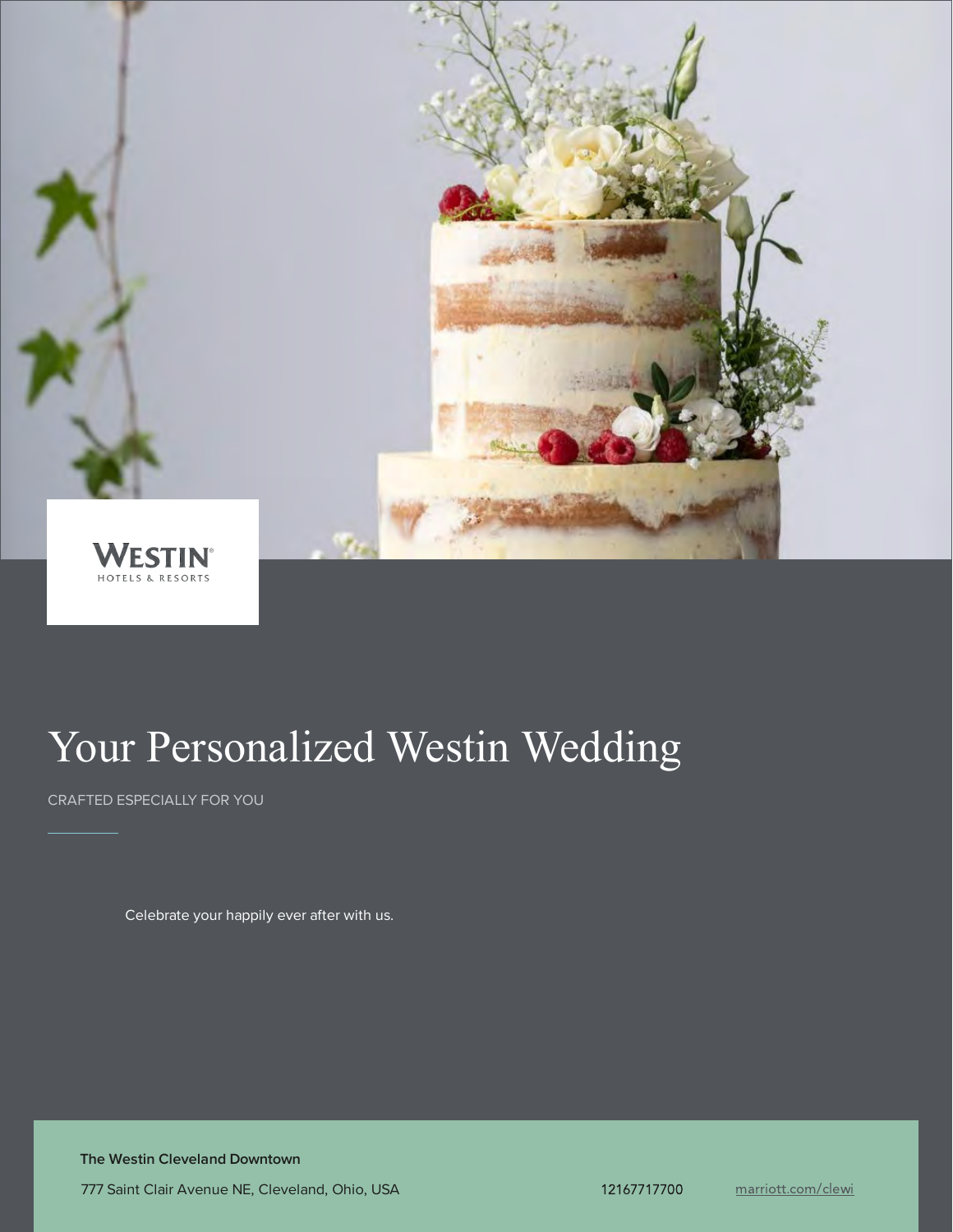WESTIN
HOTELS & RESORTS

# Your Personalized Westin Wedding

CRAFTED ESPECIALLY FOR YOU

Celebrate your happily ever after with us.

**The Westin Cleveland Downtown**

777 Saint Clair Avenue NE, Cleveland, Ohio, USA

12167717700

marriott.com/clewi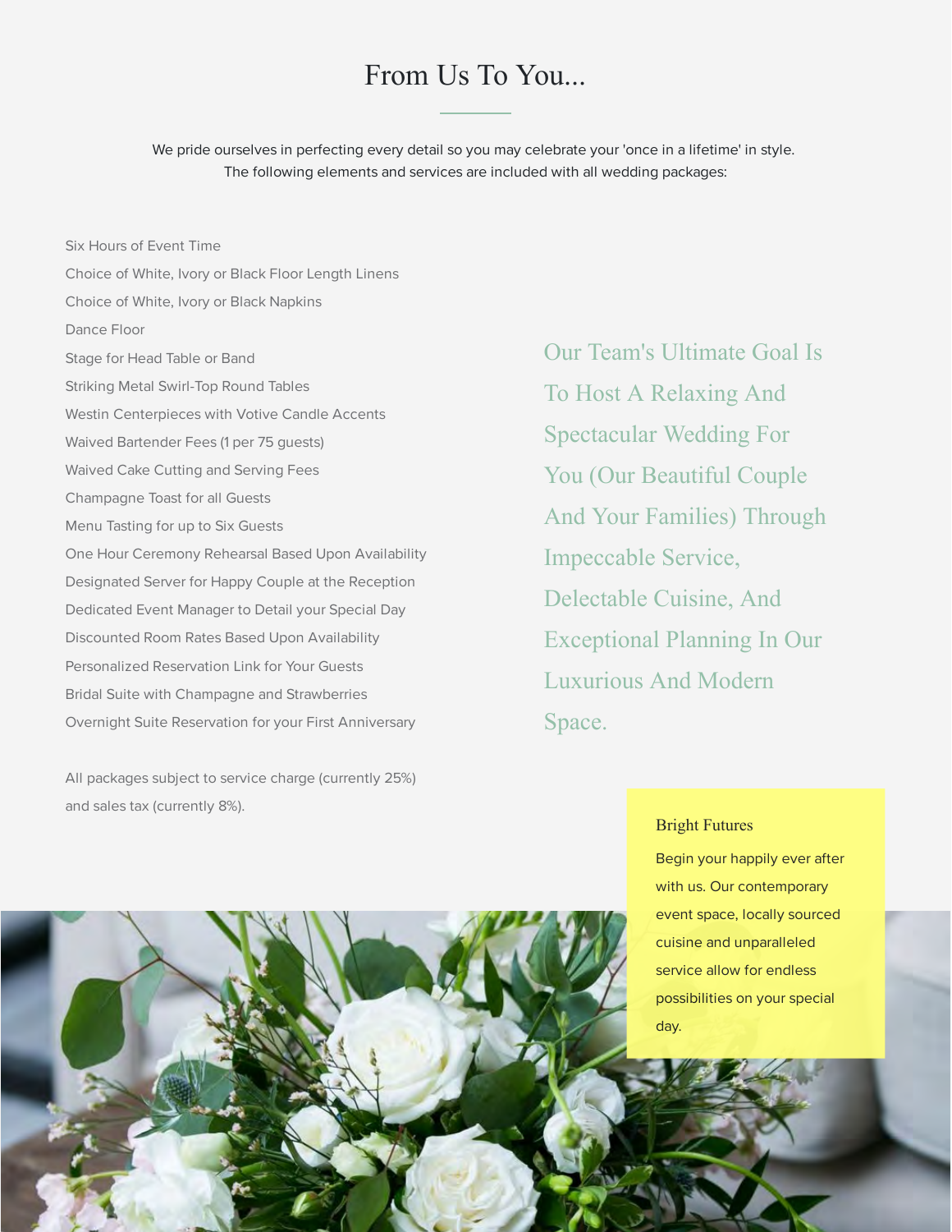# From Us To You...

We pride ourselves in perfecting every detail so you may celebrate your 'once in a lifetime' in style.
The following elements and services are included with all wedding packages:

Six Hours of Event Time
Choice of White, Ivory or Black Floor Length Linens
Choice of White, Ivory or Black Napkins
Dance Floor
Stage for Head Table or Band
Striking Metal Swirl-Top Round Tables
Westin Centerpieces with Votive Candle Accents
Waived Bartender Fees (1 per 75 guests)
Waived Cake Cutting and Serving Fees
Champagne Toast for all Guests
Menu Tasting for up to Six Guests
One Hour Ceremony Rehearsal Based Upon Availability
Designated Server for Happy Couple at the Reception
Dedicated Event Manager to Detail your Special Day
Discounted Room Rates Based Upon Availability
Personalized Reservation Link for Your Guests
Bridal Suite with Champagne and Strawberries
Overnight Suite Reservation for your First Anniversary

All packages subject to service charge (currently 25%) and sales tax (currently 8%).

Our Team's Ultimate Goal Is To Host A Relaxing And Spectacular Wedding For You (Our Beautiful Couple And Your Families) Through Impeccable Service, Delectable Cuisine, And Exceptional Planning In Our Luxurious And Modern Space.

### Bright Futures

Begin your happily ever after with us. Our contemporary event space, locally sourced cuisine and unparalleled service allow for endless possibilities on your special day.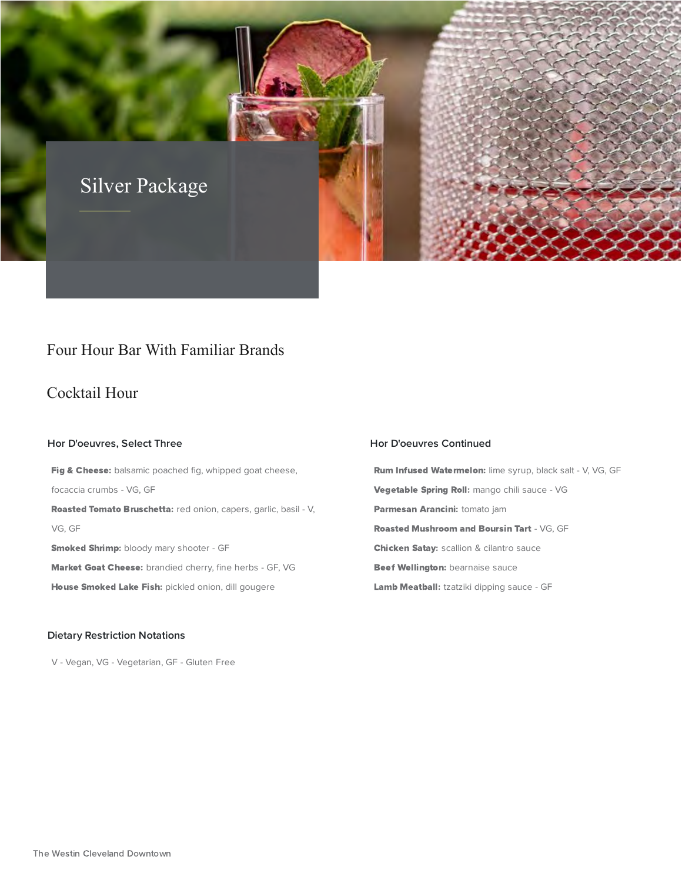# Silver Package

## Four Hour Bar With Familiar Brands

## Cocktail Hour

### Hor D'oeuvres, Select Three

**Fig & Cheese:** balsamic poached fig, whipped goat cheese, focaccia crumbs - VG, GF

**Roasted Tomato Bruschetta:** red onion, capers, garlic, basil - V, VG, GF

**Smoked Shrimp:** bloody mary shooter - GF

**Market Goat Cheese:** brandied cherry, fine herbs - GF, VG

**House Smoked Lake Fish:** pickled onion, dill gougere

### Hor D'oeuvres Continued

**Rum Infused Watermelon:** lime syrup, black salt - V, VG, GF

**Vegetable Spring Roll:** mango chili sauce - VG

**Parmesan Arancini:** tomato jam

**Roasted Mushroom and Boursin Tart** - VG, GF

**Chicken Satay:** scallion & cilantro sauce

**Beef Wellington:** bearnaise sauce

**Lamb Meatball:** tzatziki dipping sauce - GF

### Dietary Restriction Notations

V - Vegan, VG - Vegetarian, GF - Gluten Free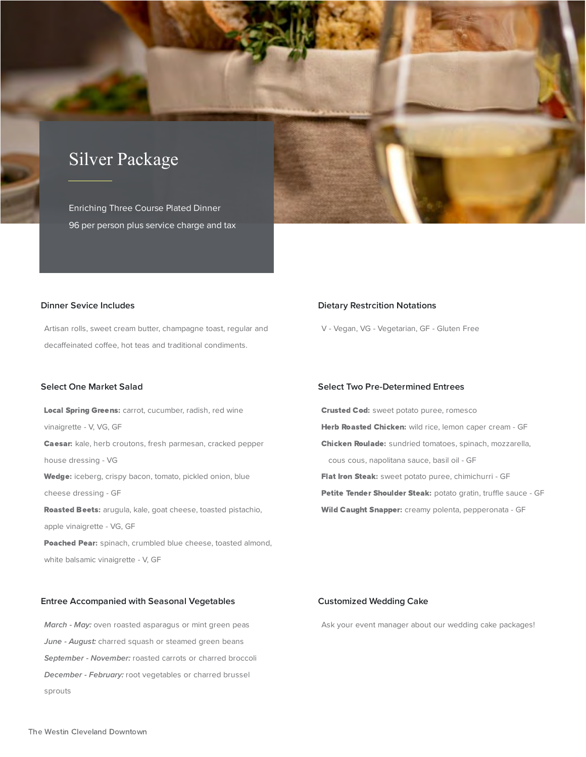# Silver Package

Enriching Three Course Plated Dinner

96 per person plus service charge and tax

### Dinner Sevice Includes

Artisan rolls, sweet cream butter, champagne toast, regular and decaffeinated coffee, hot teas and traditional condiments.

### Dietary Restrcition Notations

V - Vegan, VG - Vegetarian, GF - Gluten Free

### Select One Market Salad

**Local Spring Greens:** carrot, cucumber, radish, red wine vinaigrette - V, VG, GF

**Caesar:** kale, herb croutons, fresh parmesan, cracked pepper house dressing - VG

**Wedge:** iceberg, crispy bacon, tomato, pickled onion, blue cheese dressing - GF

**Roasted Beets:** arugula, kale, goat cheese, toasted pistachio, apple vinaigrette - VG, GF

**Poached Pear:** spinach, crumbled blue cheese, toasted almond, white balsamic vinaigrette - V, GF

### Select Two Pre-Determined Entrees

**Crusted Cod:** sweet potato puree, romesco

**Herb Roasted Chicken:** wild rice, lemon caper cream - GF

**Chicken Roulade:** sundried tomatoes, spinach, mozzarella, cous cous, napolitana sauce, basil oil - GF

**Flat Iron Steak:** sweet potato puree, chimichurri - GF

**Petite Tender Shoulder Steak:** potato gratin, truffle sauce - GF

**Wild Caught Snapper:** creamy polenta, pepperonata - GF

### Entree Accompanied with Seasonal Vegetables

*March - May:* oven roasted asparagus or mint green peas

*June - August:* charred squash or steamed green beans

*September - November:* roasted carrots or charred broccoli

*December - February:* root vegetables or charred brussel sprouts

### Customized Wedding Cake

Ask your event manager about our wedding cake packages!

The Westin Cleveland Downtown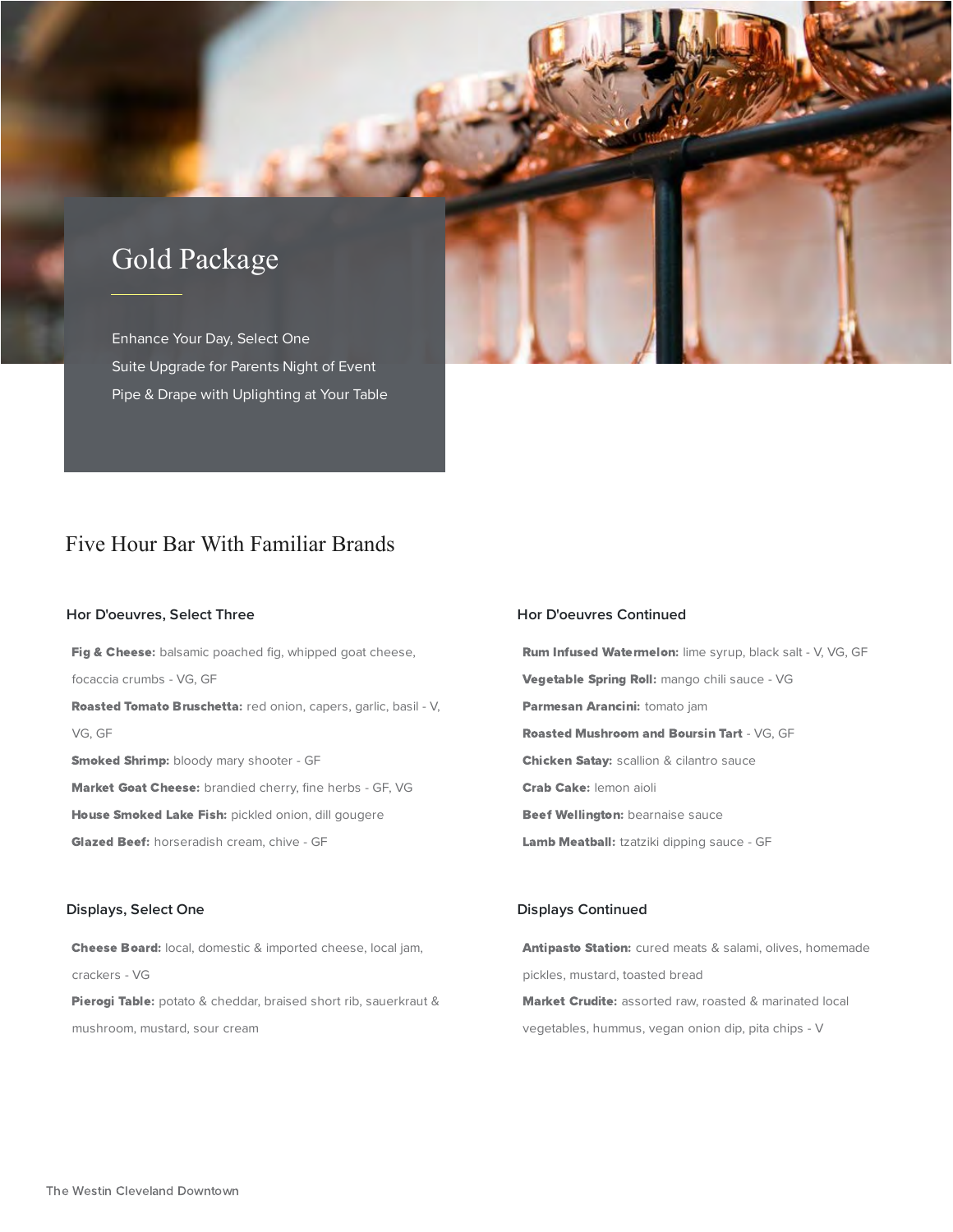# Gold Package

Enhance Your Day, Select One

Suite Upgrade for Parents Night of Event

Pipe & Drape with Uplighting at Your Table

## Five Hour Bar With Familiar Brands

### Hor D'oeuvres, Select Three

**Fig & Cheese:** balsamic poached fig, whipped goat cheese, focaccia crumbs - VG, GF

**Roasted Tomato Bruschetta:** red onion, capers, garlic, basil - V, VG, GF

**Smoked Shrimp:** bloody mary shooter - GF

**Market Goat Cheese:** brandied cherry, fine herbs - GF, VG

**House Smoked Lake Fish:** pickled onion, dill gougere

**Glazed Beef:** horseradish cream, chive - GF

### Hor D'oeuvres Continued

**Rum Infused Watermelon:** lime syrup, black salt - V, VG, GF

**Vegetable Spring Roll:** mango chili sauce - VG

**Parmesan Arancini:** tomato jam

**Roasted Mushroom and Boursin Tart** - VG, GF

**Chicken Satay:** scallion & cilantro sauce

**Crab Cake:** lemon aioli

**Beef Wellington:** bearnaise sauce

**Lamb Meatball:** tzatziki dipping sauce - GF

### Displays, Select One

**Cheese Board:** local, domestic & imported cheese, local jam, crackers - VG

**Pierogi Table:** potato & cheddar, braised short rib, sauerkraut & mushroom, mustard, sour cream

### Displays Continued

**Antipasto Station:** cured meats & salami, olives, homemade pickles, mustard, toasted bread

**Market Crudite:** assorted raw, roasted & marinated local vegetables, hummus, vegan onion dip, pita chips - V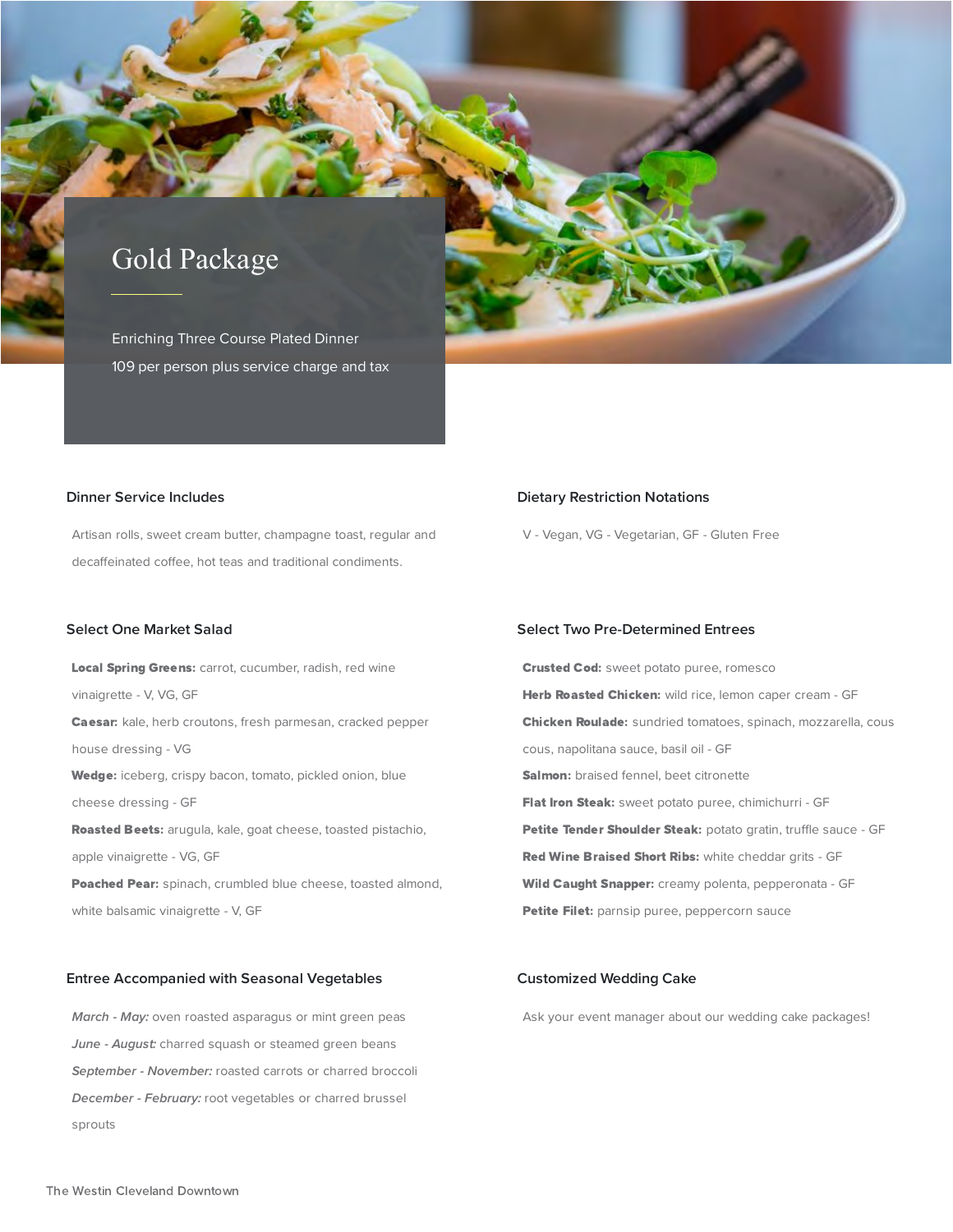# Gold Package

Enriching Three Course Plated Dinner

109 per person plus service charge and tax

### Dinner Service Includes

Artisan rolls, sweet cream butter, champagne toast, regular and decaffeinated coffee, hot teas and traditional condiments.

### Dietary Restriction Notations

V - Vegan, VG - Vegetarian, GF - Gluten Free

### Select One Market Salad

**Local Spring Greens:** carrot, cucumber, radish, red wine vinaigrette - V, VG, GF

**Caesar:** kale, herb croutons, fresh parmesan, cracked pepper house dressing - VG

**Wedge:** iceberg, crispy bacon, tomato, pickled onion, blue cheese dressing - GF

**Roasted Beets:** arugula, kale, goat cheese, toasted pistachio, apple vinaigrette - VG, GF

**Poached Pear:** spinach, crumbled blue cheese, toasted almond, white balsamic vinaigrette - V, GF

### Select Two Pre-Determined Entrees

**Crusted Cod:** sweet potato puree, romesco

**Herb Roasted Chicken:** wild rice, lemon caper cream - GF

**Chicken Roulade:** sundried tomatoes, spinach, mozzarella, cous cous, napolitana sauce, basil oil - GF

**Salmon:** braised fennel, beet citronette

**Flat Iron Steak:** sweet potato puree, chimichurri - GF

**Petite Tender Shoulder Steak:** potato gratin, truffle sauce - GF

**Red Wine Braised Short Ribs:** white cheddar grits - GF

**Wild Caught Snapper:** creamy polenta, pepperonata - GF

**Petite Filet:** parsnip puree, peppercorn sauce

### Entree Accompanied with Seasonal Vegetables

*March - May:* oven roasted asparagus or mint green peas

*June - August:* charred squash or steamed green beans

*September - November:* roasted carrots or charred broccoli

*December - February:* root vegetables or charred brussel sprouts

### Customized Wedding Cake

Ask your event manager about our wedding cake packages!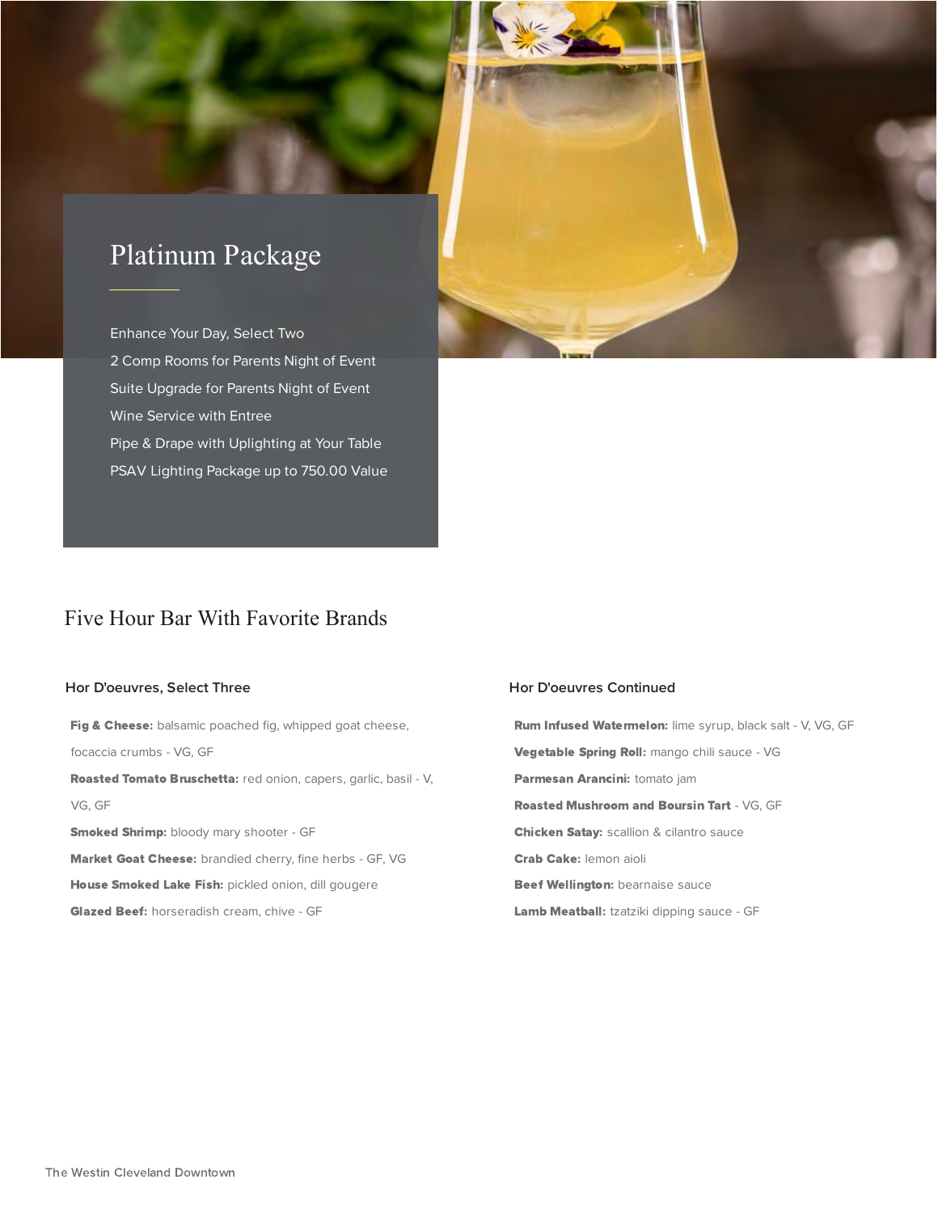# Platinum Package

Enhance Your Day, Select Two

2 Comp Rooms for Parents Night of Event

Suite Upgrade for Parents Night of Event

Wine Service with Entree

Pipe & Drape with Uplighting at Your Table

PSAV Lighting Package up to 750.00 Value

## Five Hour Bar With Favorite Brands

### Hor D'oeuvres, Select Three

**Fig & Cheese:** balsamic poached fig, whipped goat cheese, focaccia crumbs - VG, GF

**Roasted Tomato Bruschetta:** red onion, capers, garlic, basil - V, VG, GF

**Smoked Shrimp:** bloody mary shooter - GF

**Market Goat Cheese:** brandied cherry, fine herbs - GF, VG

**House Smoked Lake Fish:** pickled onion, dill gougere

**Glazed Beef:** horseradish cream, chive - GF

### Hor D'oeuvres Continued

**Rum Infused Watermelon:** lime syrup, black salt - V, VG, GF

**Vegetable Spring Roll:** mango chili sauce - VG

**Parmesan Arancini:** tomato jam

**Roasted Mushroom and Boursin Tart** - VG, GF

**Chicken Satay:** scallion & cilantro sauce

**Crab Cake:** lemon aioli

**Beef Wellington:** bearnaise sauce

**Lamb Meatball:** tzatziki dipping sauce - GF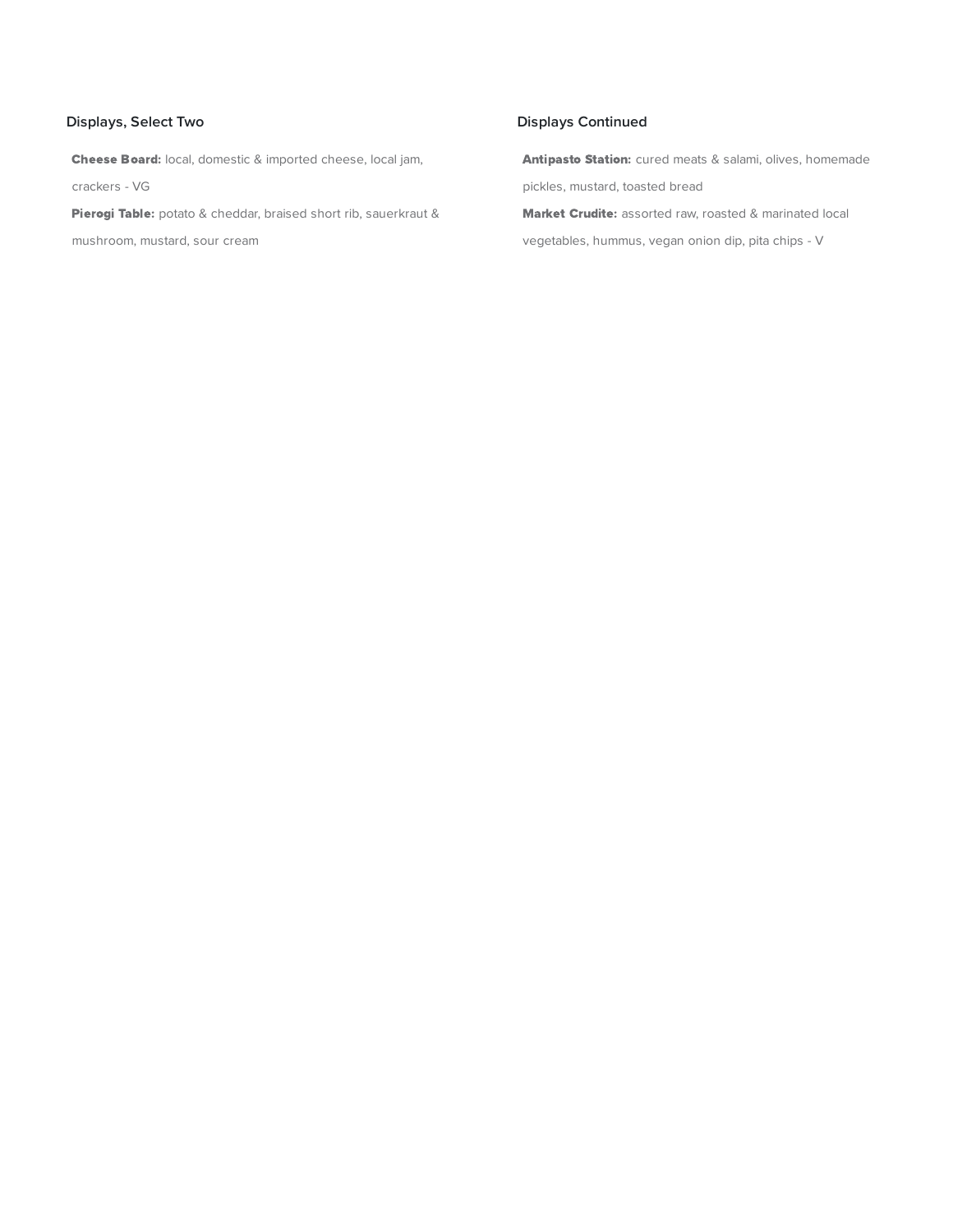## Displays, Select Two

**Cheese Board:** local, domestic & imported cheese, local jam, crackers - VG

**Pierogi Table:** potato & cheddar, braised short rib, sauerkraut & mushroom, mustard, sour cream

## Displays Continued

**Antipasto Station:** cured meats & salami, olives, homemade pickles, mustard, toasted bread

**Market Crudite:** assorted raw, roasted & marinated local vegetables, hummus, vegan onion dip, pita chips - V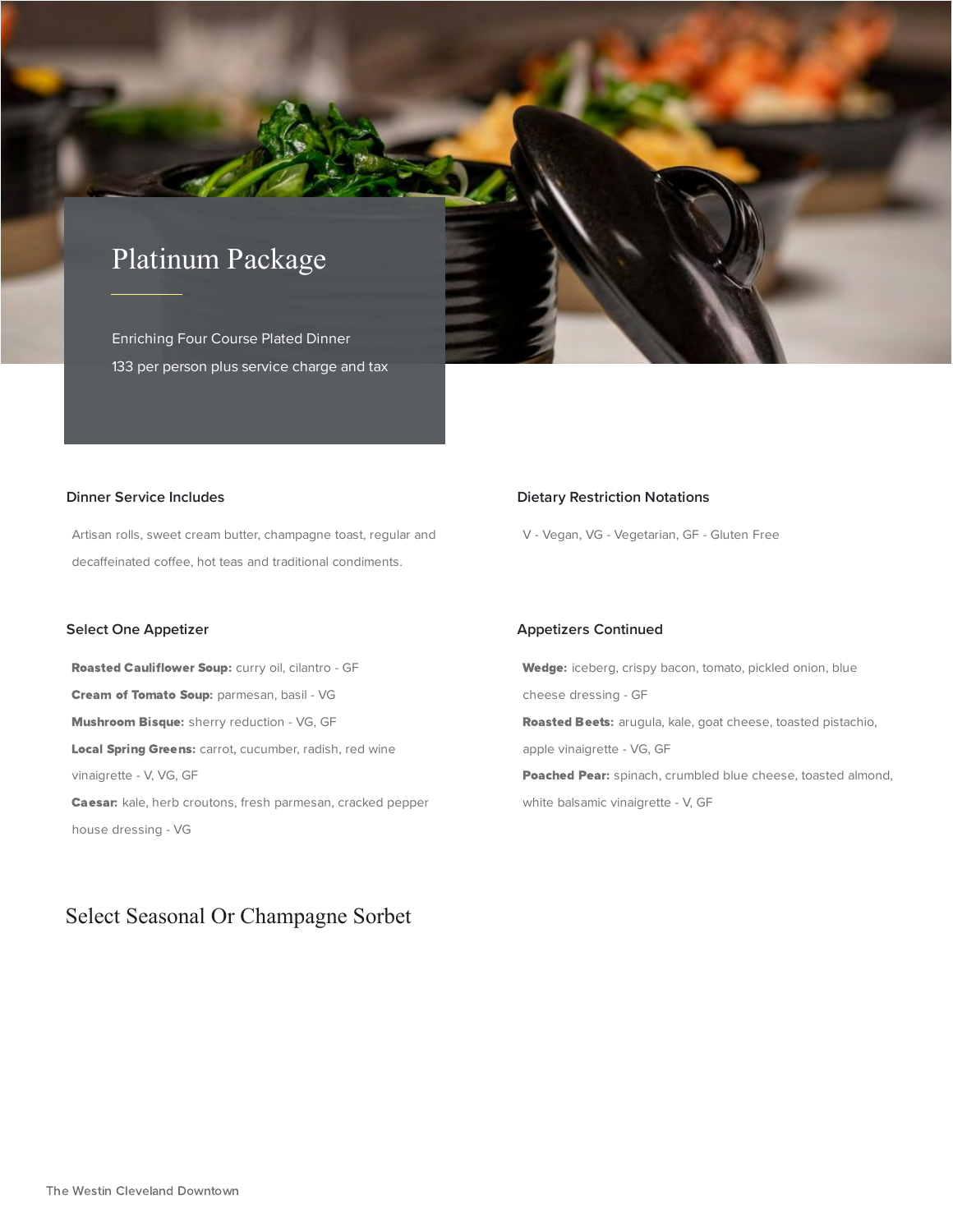# Platinum Package

Enriching Four Course Plated Dinner

133 per person plus service charge and tax

### Dinner Service Includes

Artisan rolls, sweet cream butter, champagne toast, regular and decaffeinated coffee, hot teas and traditional condiments.

### Dietary Restriction Notations

V - Vegan, VG - Vegetarian, GF - Gluten Free

### Select One Appetizer

**Roasted Cauliflower Soup:** curry oil, cilantro - GF

**Cream of Tomato Soup:** parmesan, basil - VG

**Mushroom Bisque:** sherry reduction - VG, GF

**Local Spring Greens:** carrot, cucumber, radish, red wine vinaigrette - V, VG, GF

**Caesar:** kale, herb croutons, fresh parmesan, cracked pepper house dressing - VG

### Appetizers Continued

**Wedge:** iceberg, crispy bacon, tomato, pickled onion, blue cheese dressing - GF

**Roasted Beets:** arugula, kale, goat cheese, toasted pistachio, apple vinaigrette - VG, GF

**Poached Pear:** spinach, crumbled blue cheese, toasted almond, white balsamic vinaigrette - V, GF

## Select Seasonal Or Champagne Sorbet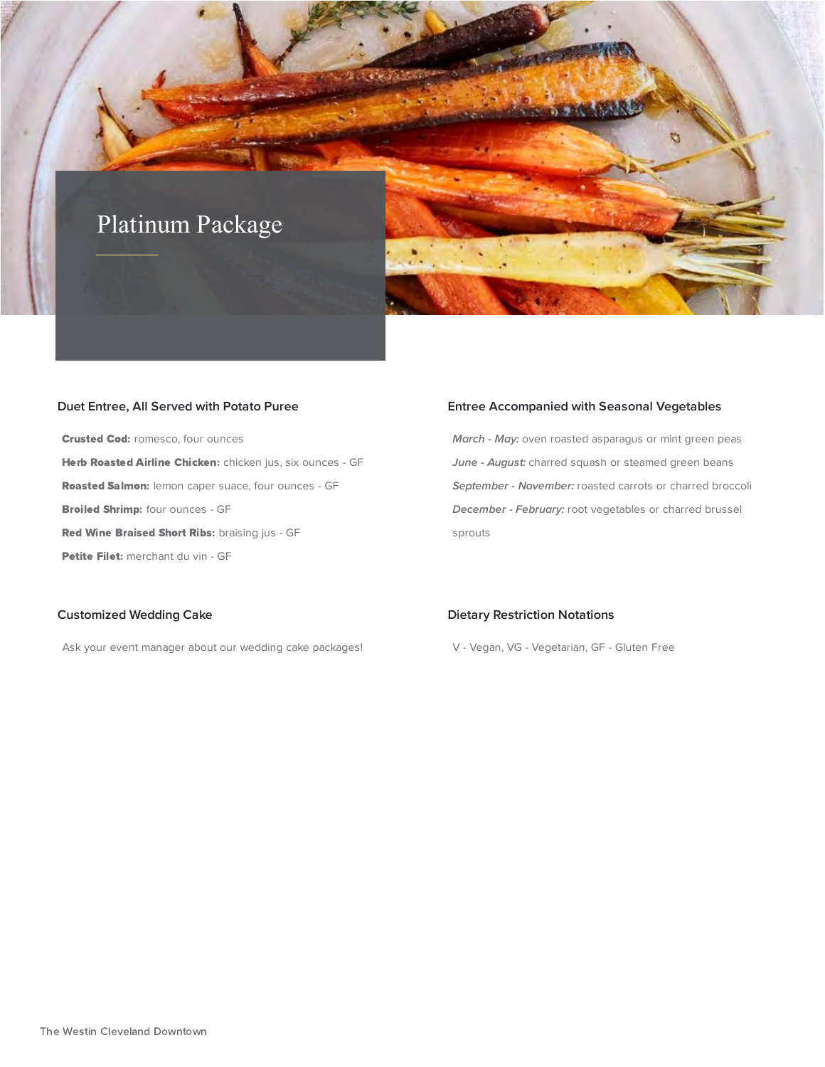# Platinum Package

### Duet Entree, All Served with Potato Puree

**Crusted Cod:** romesco, four ounces

**Herb Roasted Airline Chicken:** chicken jus, six ounces - GF

**Roasted Salmon:** lemon caper suace, four ounces - GF

**Broiled Shrimp:** four ounces - GF

**Red Wine Braised Short Ribs:** braising jus - GF

**Petite Filet:** merchant du vin - GF

### Entree Accompanied with Seasonal Vegetables

***March - May:*** oven roasted asparagus or mint green peas

***June - August:*** charred squash or steamed green beans

***September - November:*** roasted carrots or charred broccoli

***December - February:*** root vegetables or charred brussel sprouts

### Customized Wedding Cake

Ask your event manager about our wedding cake packages!

### Dietary Restriction Notations

V - Vegan, VG - Vegetarian, GF - Gluten Free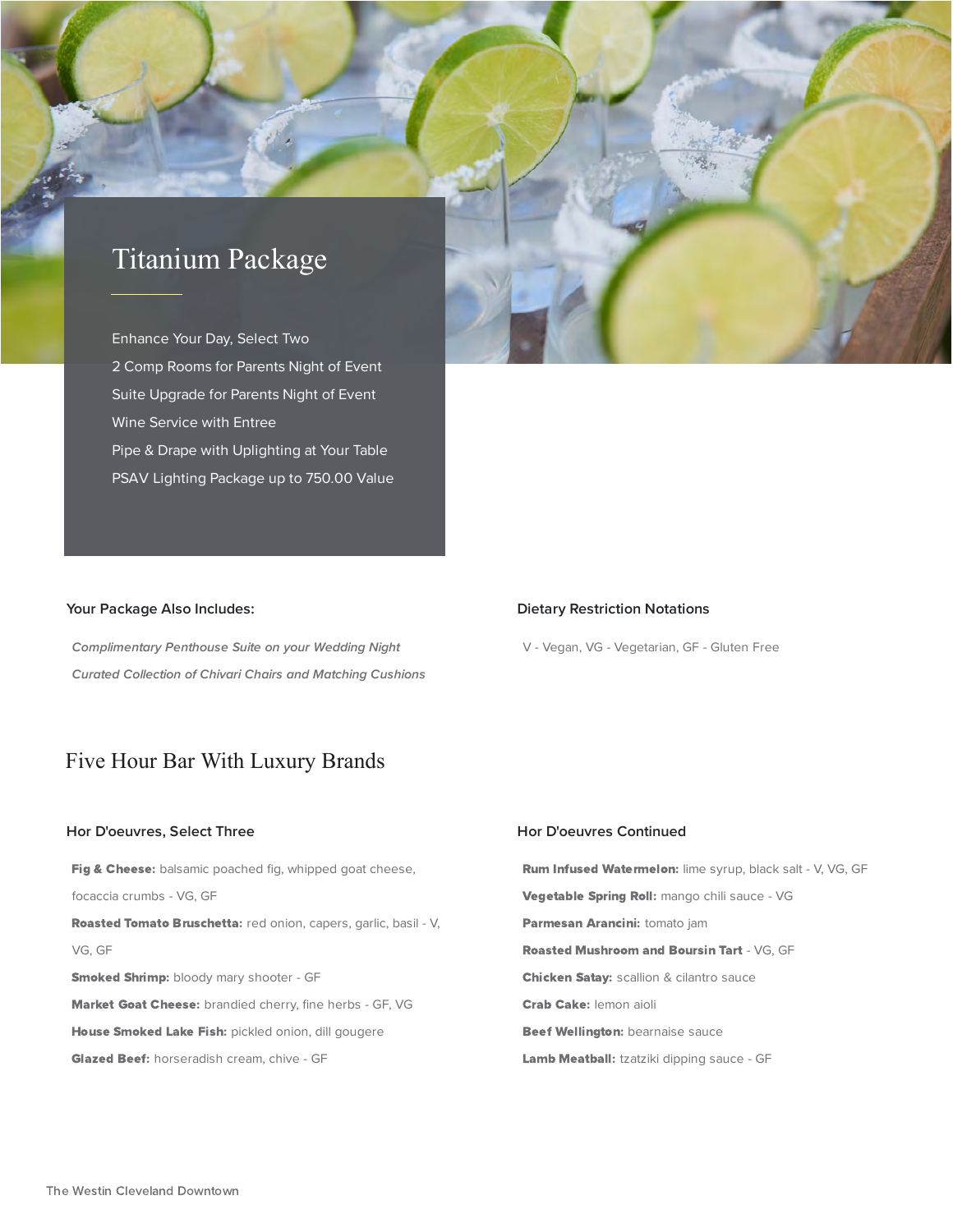# Titanium Package

Enhance Your Day, Select Two

2 Comp Rooms for Parents Night of Event

Suite Upgrade for Parents Night of Event

Wine Service with Entree

Pipe & Drape with Uplighting at Your Table

PSAV Lighting Package up to 750.00 Value

### Your Package Also Includes:

*Complimentary Penthouse Suite on your Wedding Night*

*Curated Collection of Chivari Chairs and Matching Cushions*

### Dietary Restriction Notations

V - Vegan, VG - Vegetarian, GF - Gluten Free

## Five Hour Bar With Luxury Brands

### Hor D'oeuvres, Select Three

**Fig & Cheese:** balsamic poached fig, whipped goat cheese, focaccia crumbs - VG, GF

**Roasted Tomato Bruschetta:** red onion, capers, garlic, basil - V, VG, GF

**Smoked Shrimp:** bloody mary shooter - GF

**Market Goat Cheese:** brandied cherry, fine herbs - GF, VG

**House Smoked Lake Fish:** pickled onion, dill gougere

**Glazed Beef:** horseradish cream, chive - GF

### Hor D'oeuvres Continued

**Rum Infused Watermelon:** lime syrup, black salt - V, VG, GF

**Vegetable Spring Roll:** mango chili sauce - VG

**Parmesan Arancini:** tomato jam

**Roasted Mushroom and Boursin Tart** - VG, GF

**Chicken Satay:** scallion & cilantro sauce

**Crab Cake:** lemon aioli

**Beef Wellington:** bearnaise sauce

**Lamb Meatball:** tzatziki dipping sauce - GF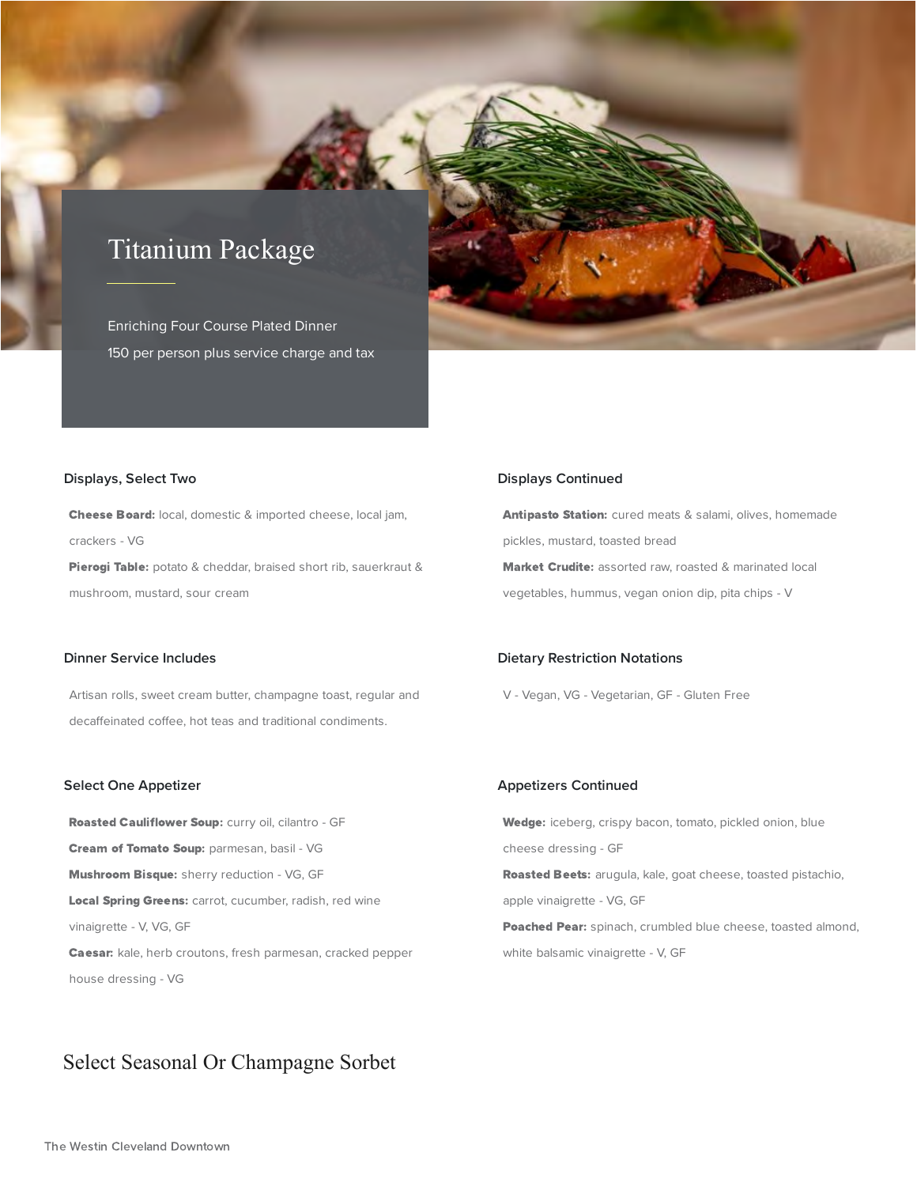# Titanium Package

Enriching Four Course Plated Dinner

150 per person plus service charge and tax

## Displays, Select Two

**Cheese Board:** local, domestic & imported cheese, local jam, crackers - VG

**Pierogi Table:** potato & cheddar, braised short rib, sauerkraut & mushroom, mustard, sour cream

## Displays Continued

**Antipasto Station:** cured meats & salami, olives, homemade pickles, mustard, toasted bread

**Market Crudite:** assorted raw, roasted & marinated local vegetables, hummus, vegan onion dip, pita chips - V

## Dinner Service Includes

Artisan rolls, sweet cream butter, champagne toast, regular and decaffeinated coffee, hot teas and traditional condiments.

## Dietary Restriction Notations

V - Vegan, VG - Vegetarian, GF - Gluten Free

## Select One Appetizer

**Roasted Cauliflower Soup:** curry oil, cilantro - GF

**Cream of Tomato Soup:** parmesan, basil - VG

**Mushroom Bisque:** sherry reduction - VG, GF

**Local Spring Greens:** carrot, cucumber, radish, red wine vinaigrette - V, VG, GF

**Caesar:** kale, herb croutons, fresh parmesan, cracked pepper house dressing - VG

## Appetizers Continued

**Wedge:** iceberg, crispy bacon, tomato, pickled onion, blue cheese dressing - GF

**Roasted Beets:** arugula, kale, goat cheese, toasted pistachio, apple vinaigrette - VG, GF

**Poached Pear:** spinach, crumbled blue cheese, toasted almond, white balsamic vinaigrette - V, GF

# Select Seasonal Or Champagne Sorbet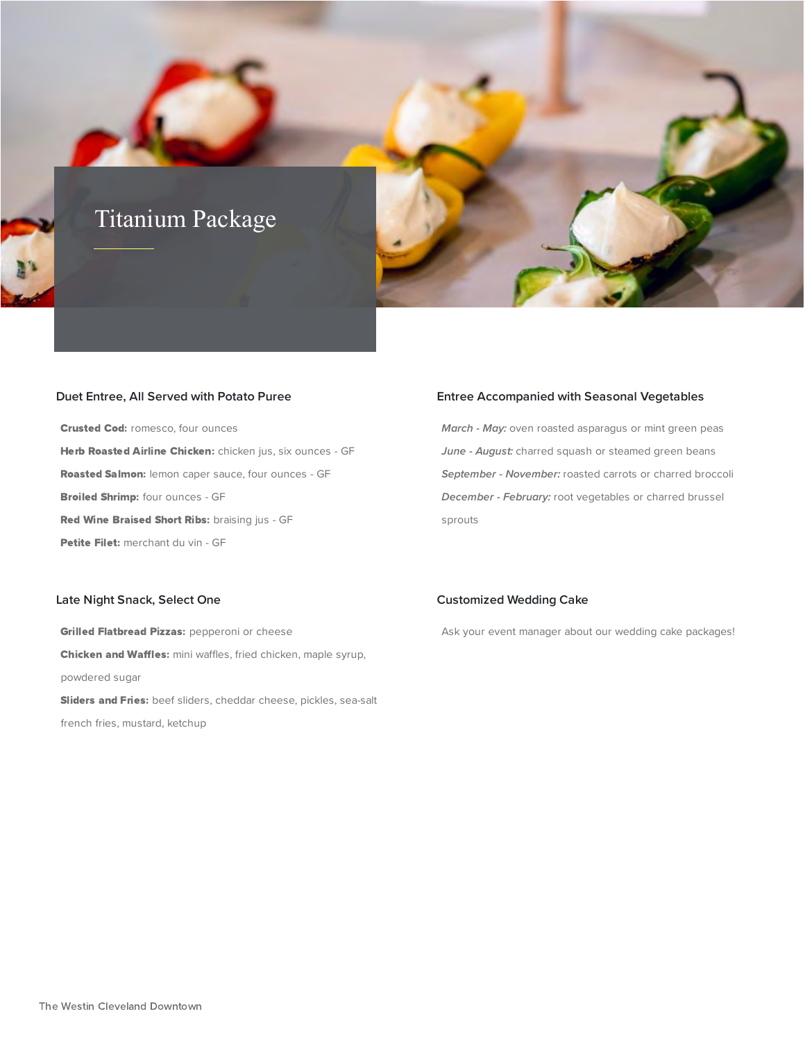# Titanium Package

### Duet Entree, All Served with Potato Puree

**Crusted Cod:** romesco, four ounces

**Herb Roasted Airline Chicken:** chicken jus, six ounces - GF

**Roasted Salmon:** lemon caper sauce, four ounces - GF

**Broiled Shrimp:** four ounces - GF

**Red Wine Braised Short Ribs:** braising jus - GF

**Petite Filet:** merchant du vin - GF

### Entree Accompanied with Seasonal Vegetables

***March - May:*** oven roasted asparagus or mint green peas

***June - August:*** charred squash or steamed green beans

***September - November:*** roasted carrots or charred broccoli

***December - February:*** root vegetables or charred brussel sprouts

### Late Night Snack, Select One

**Grilled Flatbread Pizzas:** pepperoni or cheese

**Chicken and Waffles:** mini waffles, fried chicken, maple syrup, powdered sugar

**Sliders and Fries:** beef sliders, cheddar cheese, pickles, sea-salt french fries, mustard, ketchup

### Customized Wedding Cake

Ask your event manager about our wedding cake packages!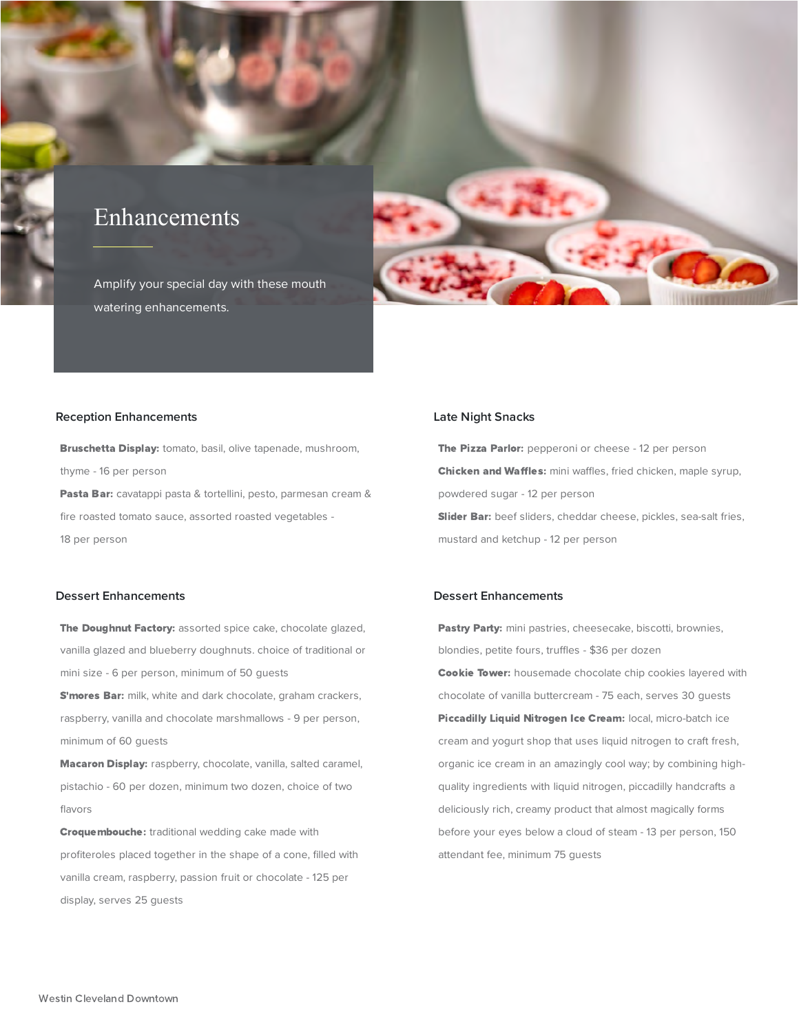# Enhancements

Amplify your special day with these mouth watering enhancements.

## Reception Enhancements

**Bruschetta Display:** tomato, basil, olive tapenade, mushroom, thyme - 16 per person

**Pasta Bar:** cavatappi pasta & tortellini, pesto, parmesan cream & fire roasted tomato sauce, assorted roasted vegetables - 18 per person

## Dessert Enhancements

**The Doughnut Factory:** assorted spice cake, chocolate glazed, vanilla glazed and blueberry doughnuts. choice of traditional or mini size - 6 per person, minimum of 50 guests

**S'mores Bar:** milk, white and dark chocolate, graham crackers, raspberry, vanilla and chocolate marshmallows - 9 per person, minimum of 60 guests

**Macaron Display:** raspberry, chocolate, vanilla, salted caramel, pistachio - 60 per dozen, minimum two dozen, choice of two flavors

**Croquembouche:** traditional wedding cake made with profiteroles placed together in the shape of a cone, filled with vanilla cream, raspberry, passion fruit or chocolate - 125 per display, serves 25 guests

## Late Night Snacks

**The Pizza Parlor:** pepperoni or cheese - 12 per person

**Chicken and Waffles:** mini waffles, fried chicken, maple syrup, powdered sugar - 12 per person

**Slider Bar:** beef sliders, cheddar cheese, pickles, sea-salt fries, mustard and ketchup - 12 per person

## Dessert Enhancements

**Pastry Party:** mini pastries, cheesecake, biscotti, brownies, blondies, petite fours, truffles - $36 per dozen

**Cookie Tower:** housemade chocolate chip cookies layered with chocolate of vanilla buttercream - 75 each, serves 30 guests

**Piccadilly Liquid Nitrogen Ice Cream:** local, micro-batch ice cream and yogurt shop that uses liquid nitrogen to craft fresh, organic ice cream in an amazingly cool way; by combining high-quality ingredients with liquid nitrogen, piccadilly handcrafts a deliciously rich, creamy product that almost magically forms before your eyes below a cloud of steam - 13 per person, 150 attendant fee, minimum 75 guests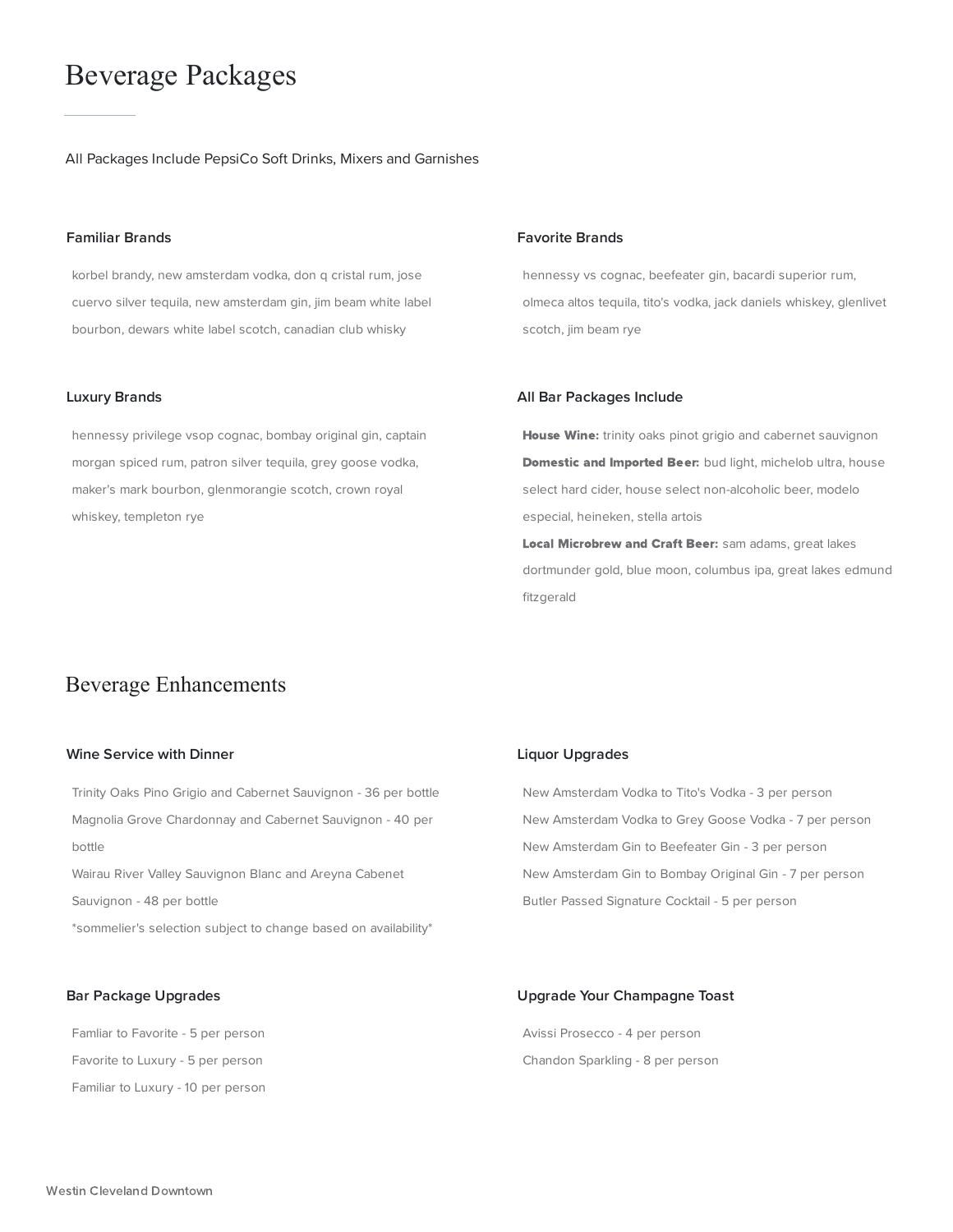# Beverage Packages

All Packages Include PepsiCo Soft Drinks, Mixers and Garnishes

### Familiar Brands

korbel brandy, new amsterdam vodka, don q cristal rum, jose cuervo silver tequila, new amsterdam gin, jim beam white label bourbon, dewars white label scotch, canadian club whisky

### Favorite Brands

hennessy vs cognac, beefeater gin, bacardi superior rum, olmeca altos tequila, tito's vodka, jack daniels whiskey, glenlivet scotch, jim beam rye

### Luxury Brands

hennessy privilege vsop cognac, bombay original gin, captain morgan spiced rum, patron silver tequila, grey goose vodka, maker's mark bourbon, glenmorangie scotch, crown royal whiskey, templeton rye

### All Bar Packages Include

**House Wine:** trinity oaks pinot grigio and cabernet sauvignon

**Domestic and Imported Beer:** bud light, michelob ultra, house select hard cider, house select non-alcoholic beer, modelo especial, heineken, stella artois

**Local Microbrew and Craft Beer:** sam adams, great lakes dortmunder gold, blue moon, columbus ipa, great lakes edmund fitzgerald

# Beverage Enhancements

### Wine Service with Dinner

Trinity Oaks Pino Grigio and Cabernet Sauvignon - 36 per bottle

Magnolia Grove Chardonnay and Cabernet Sauvignon - 40 per bottle

Wairau River Valley Sauvignon Blanc and Areyna Cabenet Sauvignon - 48 per bottle

*sommelier's selection subject to change based on availability*

### Liquor Upgrades

New Amsterdam Vodka to Tito's Vodka - 3 per person

New Amsterdam Vodka to Grey Goose Vodka - 7 per person

New Amsterdam Gin to Beefeater Gin - 3 per person

New Amsterdam Gin to Bombay Original Gin - 7 per person

Butler Passed Signature Cocktail - 5 per person

### Bar Package Upgrades

Famliar to Favorite - 5 per person

Favorite to Luxury - 5 per person

Familiar to Luxury - 10 per person

### Upgrade Your Champagne Toast

Avissi Prosecco - 4 per person

Chandon Sparkling - 8 per person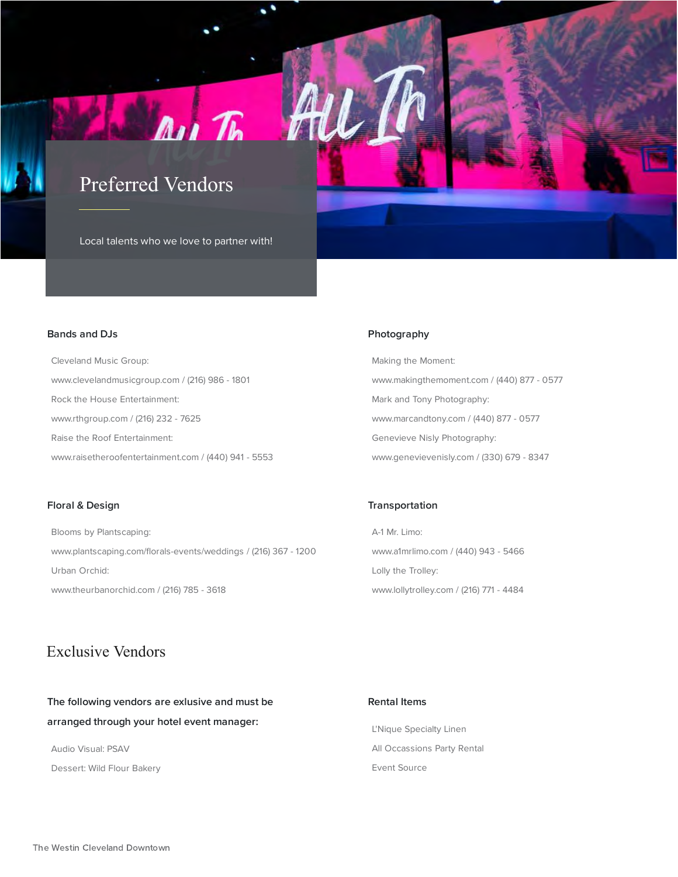# Preferred Vendors

Local talents who we love to partner with!

### Bands and DJs

Cleveland Music Group:

www.clevelandmusicgroup.com / (216) 986 - 1801

Rock the House Entertainment:

www.rthgroup.com / (216) 232 - 7625

Raise the Roof Entertainment:

www.raisetheroofentertainment.com / (440) 941 - 5553

### Photography

Making the Moment:

www.makingthemoment.com / (440) 877 - 0577

Mark and Tony Photography:

www.marcandtony.com / (440) 877 - 0577

Genevieve Nisly Photography:

www.genevievenisly.com / (330) 679 - 8347

### Floral & Design

Blooms by Plantscaping:

www.plantscaping.com/florals-events/weddings / (216) 367 - 1200

Urban Orchid:

www.theurbanorchid.com / (216) 785 - 3618

### Transportation

A-1 Mr. Limo:

www.a1mrlimo.com / (440) 943 - 5466

Lolly the Trolley:

www.lollytrolley.com / (216) 771 - 4484

## Exclusive Vendors

### The following vendors are exlusive and must be arranged through your hotel event manager:

Audio Visual: PSAV

Dessert: Wild Flour Bakery

### Rental Items

L'Nique Specialty Linen

All Occassions Party Rental

Event Source

The Westin Cleveland Downtown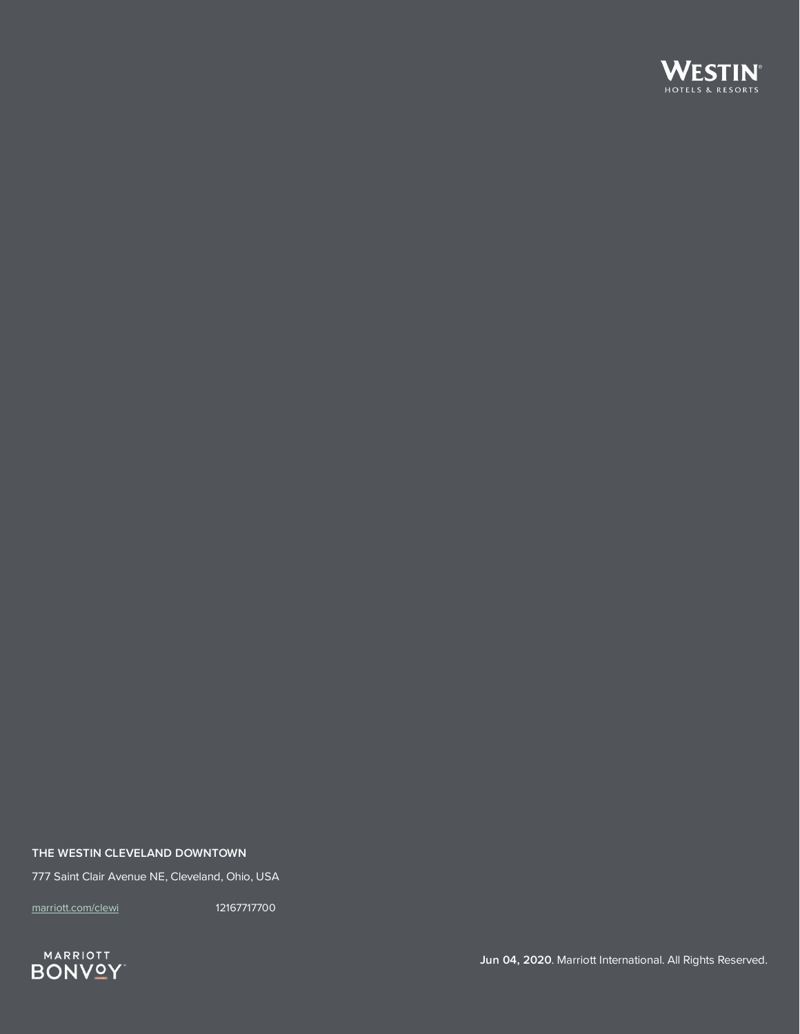WESTIN
HOTELS & RESORTS

**THE WESTIN CLEVELAND DOWNTOWN**

777 Saint Clair Avenue NE, Cleveland, Ohio, USA

marriott.com/clewi    12167717700

MARRIOTT BONVOY

**Jun 04, 2020**. Marriott International. All Rights Reserved.